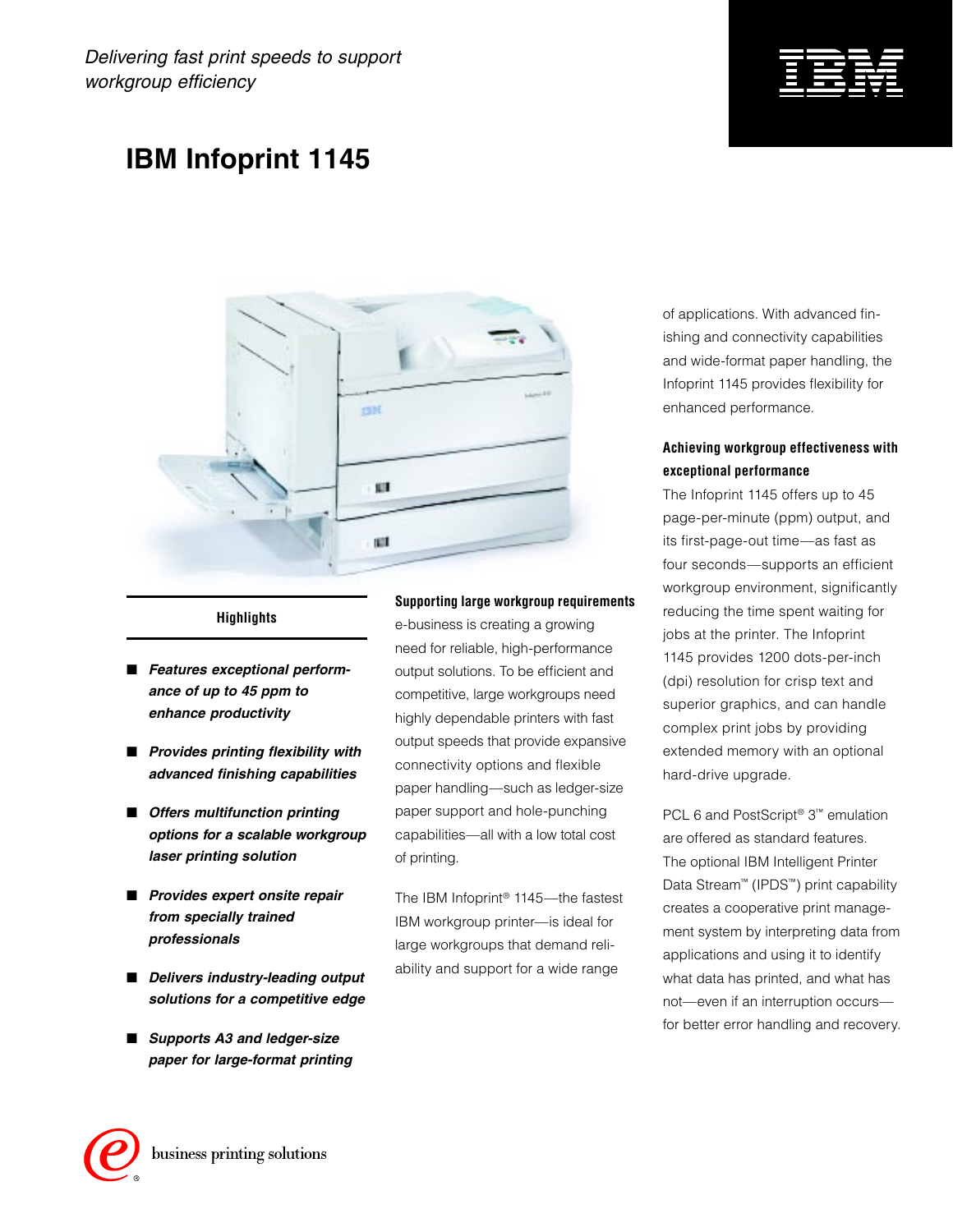*Delivering fast print speeds to support workgroup efficiency*

# IBM Infoprint 1145

### Highlights

- ***Features exceptional performance of up to 45 ppm to enhance productivity***
- ***Provides printing flexibility with advanced finishing capabilities***
- ***Offers multifunction printing options for a scalable workgroup laser printing solution***
- ***Provides expert onsite repair from specially trained professionals***
- ***Delivers industry-leading output solutions for a competitive edge***
- ***Supports A3 and ledger-size paper for large-format printing***

### Supporting large workgroup requirements

e-business is creating a growing need for reliable, high-performance output solutions. To be efficient and competitive, large workgroups need highly dependable printers with fast output speeds that provide expansive connectivity options and flexible paper handling—such as ledger-size paper support and hole-punching capabilities—all with a low total cost of printing.

The IBM Infoprint® 1145—the fastest IBM workgroup printer—is ideal for large workgroups that demand reliability and support for a wide range of applications. With advanced finishing and connectivity capabilities and wide-format paper handling, the Infoprint 1145 provides flexibility for enhanced performance.

### Achieving workgroup effectiveness with exceptional performance

The Infoprint 1145 offers up to 45 page-per-minute (ppm) output, and its first-page-out time—as fast as four seconds—supports an efficient workgroup environment, significantly reducing the time spent waiting for jobs at the printer. The Infoprint 1145 provides 1200 dots-per-inch (dpi) resolution for crisp text and superior graphics, and can handle complex print jobs by providing extended memory with an optional hard-drive upgrade.

PCL 6 and PostScript® 3™ emulation are offered as standard features. The optional IBM Intelligent Printer Data Stream™ (IPDS™) print capability creates a cooperative print management system by interpreting data from applications and using it to identify what data has printed, and what has not—even if an interruption occurs—for better error handling and recovery.

business printing solutions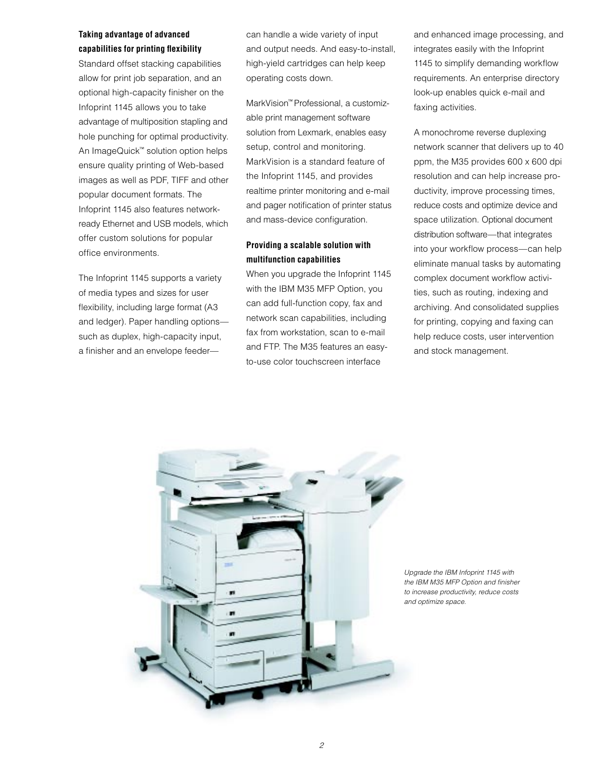**Taking advantage of advanced capabilities for printing flexibility**

Standard offset stacking capabilities allow for print job separation, and an optional high-capacity finisher on the Infoprint 1145 allows you to take advantage of multiposition stapling and hole punching for optimal productivity. An ImageQuick™ solution option helps ensure quality printing of Web-based images as well as PDF, TIFF and other popular document formats. The Infoprint 1145 also features network-ready Ethernet and USB models, which offer custom solutions for popular office environments.

The Infoprint 1145 supports a variety of media types and sizes for user flexibility, including large format (A3 and ledger). Paper handling options—such as duplex, high-capacity input, a finisher and an envelope feeder—can handle a wide variety of input and output needs. And easy-to-install, high-yield cartridges can help keep operating costs down.

MarkVision™ Professional, a customizable print management software solution from Lexmark, enables easy setup, control and monitoring. MarkVision is a standard feature of the Infoprint 1145, and provides realtime printer monitoring and e-mail and pager notification of printer status and mass-device configuration.

**Providing a scalable solution with multifunction capabilities**

When you upgrade the Infoprint 1145 with the IBM M35 MFP Option, you can add full-function copy, fax and network scan capabilities, including fax from workstation, scan to e-mail and FTP. The M35 features an easy-to-use color touchscreen interface and enhanced image processing, and integrates easily with the Infoprint 1145 to simplify demanding workflow requirements. An enterprise directory look-up enables quick e-mail and faxing activities.

A monochrome reverse duplexing network scanner that delivers up to 40 ppm, the M35 provides 600 x 600 dpi resolution and can help increase productivity, improve processing times, reduce costs and optimize device and space utilization. Optional document distribution software—that integrates into your workflow process—can help eliminate manual tasks by automating complex document workflow activities, such as routing, indexing and archiving. And consolidated supplies for printing, copying and faxing can help reduce costs, user intervention and stock management.

*Upgrade the IBM Infoprint 1145 with the IBM M35 MFP Option and finisher to increase productivity, reduce costs and optimize space.*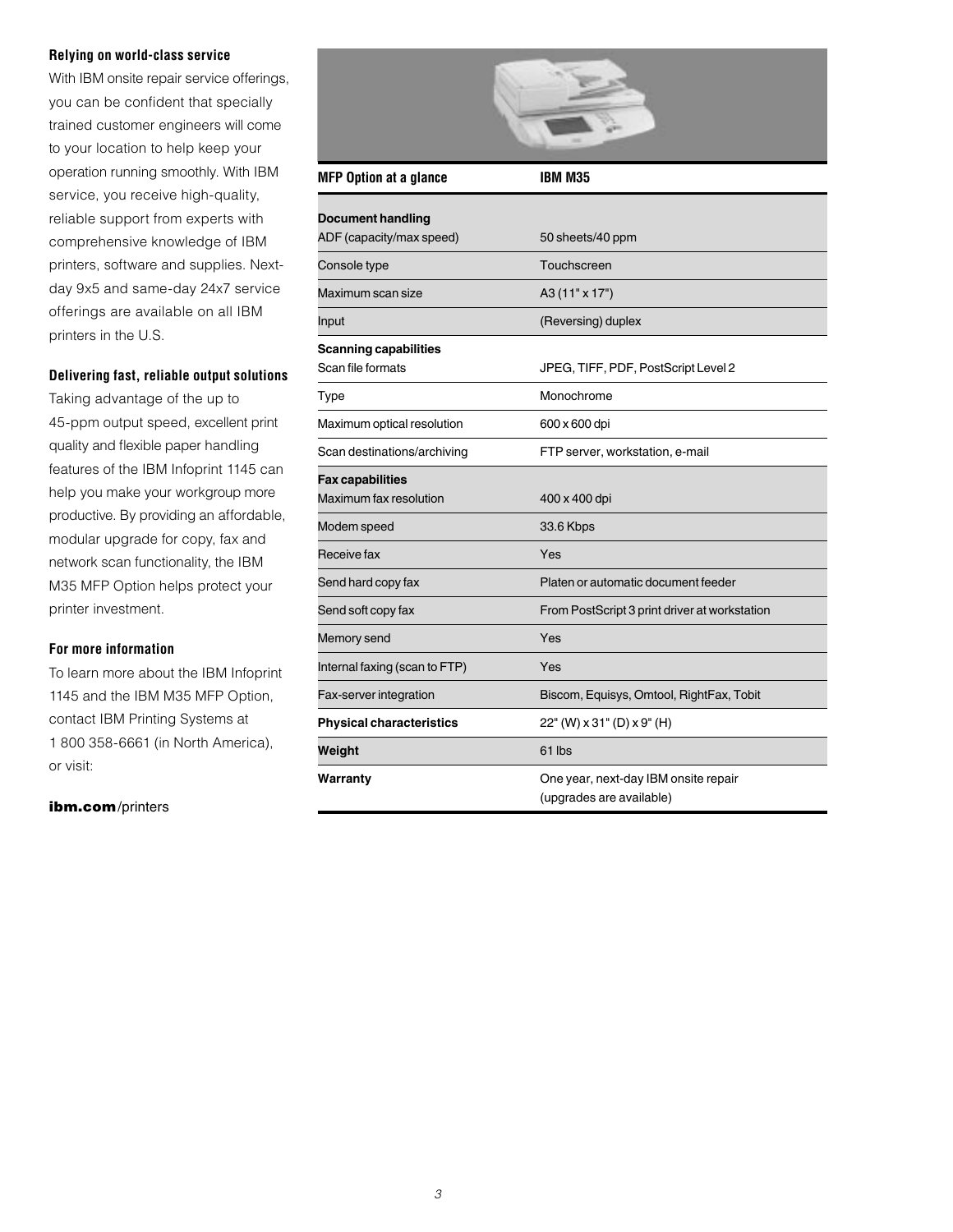### Relying on world-class service

With IBM onsite repair service offerings, you can be confident that specially trained customer engineers will come to your location to help keep your operation running smoothly. With IBM service, you receive high-quality, reliable support from experts with comprehensive knowledge of IBM printers, software and supplies. Next-day 9x5 and same-day 24x7 service offerings are available on all IBM printers in the U.S.

### Delivering fast, reliable output solutions

Taking advantage of the up to 45-ppm output speed, excellent print quality and flexible paper handling features of the IBM Infoprint 1145 can help you make your workgroup more productive. By providing an affordable, modular upgrade for copy, fax and network scan functionality, the IBM M35 MFP Option helps protect your printer investment.

### For more information

To learn more about the IBM Infoprint 1145 and the IBM M35 MFP Option, contact IBM Printing Systems at 1 800 358-6661 (in North America), or visit:

**ibm.com**/printers

| MFP Option at a glance | IBM M35 |
|---|---|
| **Document handling** | |
| ADF (capacity/max speed) | 50 sheets/40 ppm |
| Console type | Touchscreen |
| Maximum scan size | A3 (11" x 17") |
| Input | (Reversing) duplex |
| **Scanning capabilities** | |
| Scan file formats | JPEG, TIFF, PDF, PostScript Level 2 |
| Type | Monochrome |
| Maximum optical resolution | 600 x 600 dpi |
| Scan destinations/archiving | FTP server, workstation, e-mail |
| **Fax capabilities** | |
| Maximum fax resolution | 400 x 400 dpi |
| Modem speed | 33.6 Kbps |
| Receive fax | Yes |
| Send hard copy fax | Platen or automatic document feeder |
| Send soft copy fax | From PostScript 3 print driver at workstation |
| Memory send | Yes |
| Internal faxing (scan to FTP) | Yes |
| Fax-server integration | Biscom, Equisys, Omtool, RightFax, Tobit |
| **Physical characteristics** | 22" (W) x 31" (D) x 9" (H) |
| **Weight** | 61 lbs |
| **Warranty** | One year, next-day IBM onsite repair (upgrades are available) |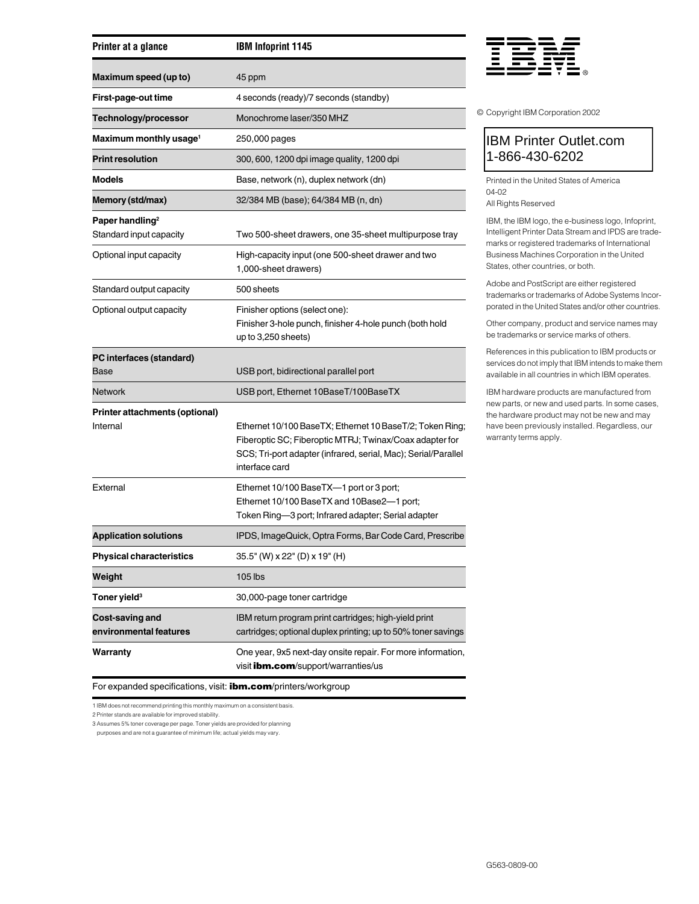| Printer at a glance | IBM Infoprint 1145 |
| --- | --- |
| **Maximum speed (up to)** | 45 ppm |
| **First-page-out time** | 4 seconds (ready)/7 seconds (standby) |
| **Technology/processor** | Monochrome laser/350 MHZ |
| **Maximum monthly usage**[1] | 250,000 pages |
| **Print resolution** | 300, 600, 1200 dpi image quality, 1200 dpi |
| **Models** | Base, network (n), duplex network (dn) |
| **Memory (std/max)** | 32/384 MB (base); 64/384 MB (n, dn) |
| **Paper handling**[2] | |
| Standard input capacity | Two 500-sheet drawers, one 35-sheet multipurpose tray |
| Optional input capacity | High-capacity input (one 500-sheet drawer and two 1,000-sheet drawers) |
| Standard output capacity | 500 sheets |
| Optional output capacity | Finisher options (select one): Finisher 3-hole punch, finisher 4-hole punch (both hold up to 3,250 sheets) |
| **PC interfaces (standard)** | |
| Base | USB port, bidirectional parallel port |
| Network | USB port, Ethernet 10BaseT/100BaseTX |
| **Printer attachments (optional)** | |
| Internal | Ethernet 10/100 BaseTX; Ethernet 10 BaseT/2; Token Ring; Fiberoptic SC; Fiberoptic MTRJ; Twinax/Coax adapter for SCS; Tri-port adapter (infrared, serial, Mac); Serial/Parallel interface card |
| External | Ethernet 10/100 BaseTX—1 port or 3 port; Ethernet 10/100 BaseTX and 10Base2—1 port; Token Ring—3 port; Infrared adapter; Serial adapter |
| **Application solutions** | IPDS, ImageQuick, Optra Forms, Bar Code Card, Prescribe |
| **Physical characteristics** | 35.5" (W) x 22" (D) x 19" (H) |
| **Weight** | 105 lbs |
| **Toner yield**[3] | 30,000-page toner cartridge |
| **Cost-saving and environmental features** | IBM return program print cartridges; high-yield print cartridges; optional duplex printing; up to 50% toner savings |
| **Warranty** | One year, 9x5 next-day onsite repair. For more information, visit **ibm.com**/support/warranties/us |

For expanded specifications, visit: **ibm.com**/printers/workgroup

1 IBM does not recommend printing this monthly maximum on a consistent basis.

2 Printer stands are available for improved stability.

3 Assumes 5% toner coverage per page. Toner yields are provided for planning purposes and are not a guarantee of minimum life; actual yields may vary.

IBM

© Copyright IBM Corporation 2002

IBM Printer Outlet.com
1-866-430-6202

Printed in the United States of America
04-02
All Rights Reserved

IBM, the IBM logo, the e-business logo, Infoprint, Intelligent Printer Data Stream and IPDS are trademarks or registered trademarks of International Business Machines Corporation in the United States, other countries, or both.

Adobe and PostScript are either registered trademarks or trademarks of Adobe Systems Incorporated in the United States and/or other countries.

Other company, product and service names may be trademarks or service marks of others.

References in this publication to IBM products or services do not imply that IBM intends to make them available in all countries in which IBM operates.

IBM hardware products are manufactured from new parts, or new and used parts. In some cases, the hardware product may not be new and may have been previously installed. Regardless, our warranty terms apply.

G563-0809-00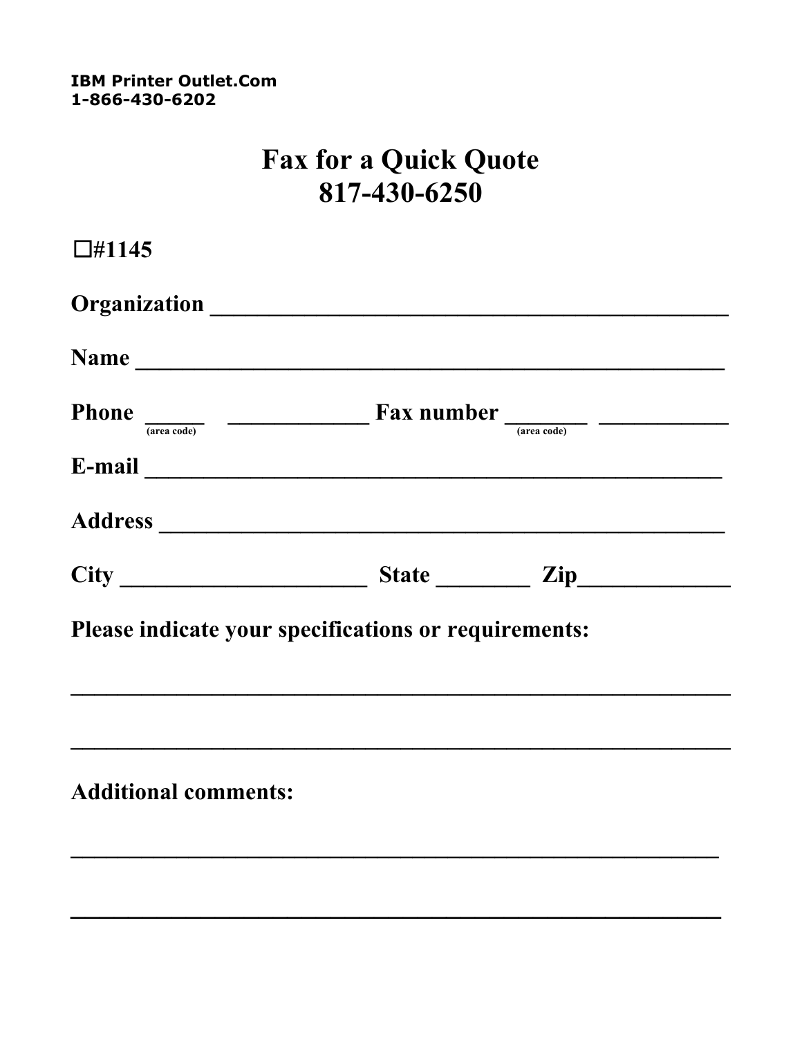**IBM Printer Outlet.Com**
**1-866-430-6202**

# Fax for a Quick Quote
# 817-430-6250

**☐#1145**

**Organization** ___________________________________________

**Name** ________________________________________________

**Phone** _____ (area code) ____________ **Fax number** ______ (area code) ___________

**E-mail** ______________________________________________

**Address** _____________________________________________

**City** _____________________ **State** ________ **Zip**_____________

**Please indicate your specifications or requirements:**

_______________________________________________________

_______________________________________________________

**Additional comments:**

_______________________________________________________

_______________________________________________________